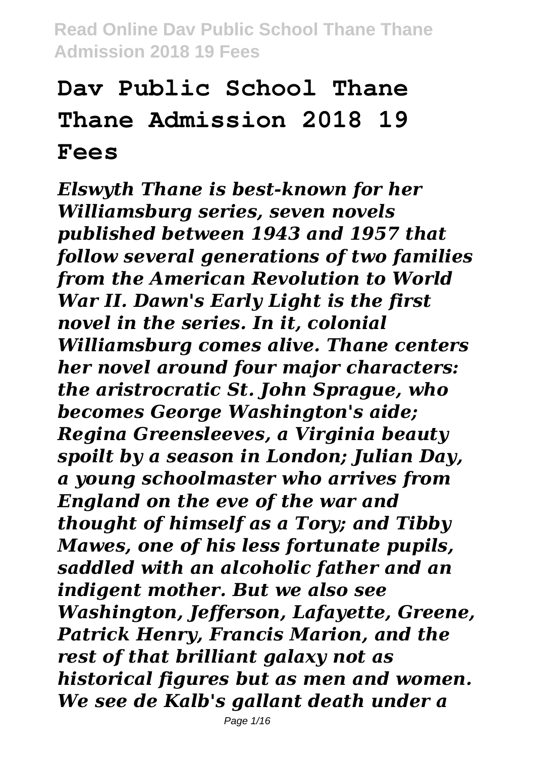# Dav Public School Thane Thane Admission 2018 19 Fees

*Elswyth Thane is best-known for her Williamsburg series, seven novels published between 1943 and 1957 that follow several generations of two families from the American Revolution to World War II. Dawn's Early Light is the first novel in the series. In it, colonial Williamsburg comes alive. Thane centers her novel around four major characters: the aristocratic St. John Sprague, who becomes George Washington's aide; Regina Greensleeves, a Virginia beauty spoilt by a season in London; Julian Day, a young schoolmaster who arrives from England on the eve of the war and thought of himself as a Tory; and Tibby Mawes, one of his less fortunate pupils, saddled with an alcoholic father and an indigent mother. But we also see Washington, Jefferson, Lafayette, Greene, Patrick Henry, Francis Marion, and the rest of that brilliant galaxy not as historical figures but as men and women. We see de Kalb's gallant death under a*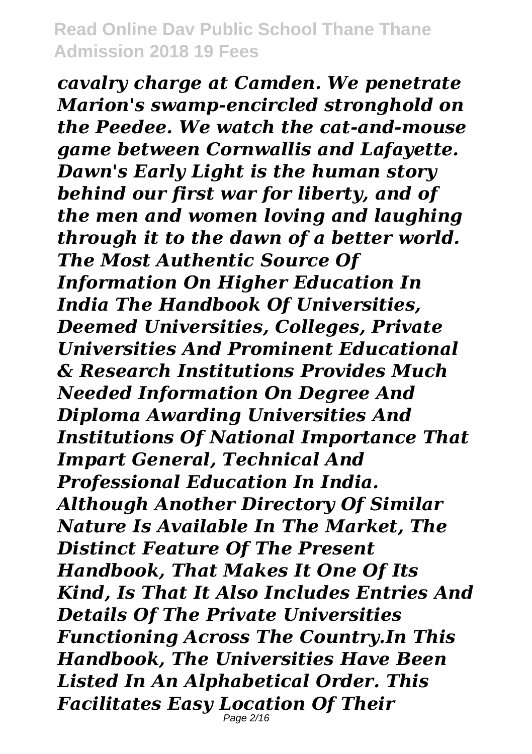*cavalry charge at Camden. We penetrate Marion's swamp-encircled stronghold on the Peedee. We watch the cat-and-mouse game between Cornwallis and Lafayette. Dawn's Early Light is the human story behind our first war for liberty, and of the men and women loving and laughing through it to the dawn of a better world.*

*The Most Authentic Source Of Information On Higher Education In India The Handbook Of Universities, Deemed Universities, Colleges, Private Universities And Prominent Educational & Research Institutions Provides Much Needed Information On Degree And Diploma Awarding Universities And Institutions Of National Importance That Impart General, Technical And Professional Education In India. Although Another Directory Of Similar Nature Is Available In The Market, The Distinct Feature Of The Present Handbook, That Makes It One Of Its Kind, Is That It Also Includes Entries And Details Of The Private Universities Functioning Across The Country.In This Handbook, The Universities Have Been Listed In An Alphabetical Order. This Facilitates Easy Location Of Their*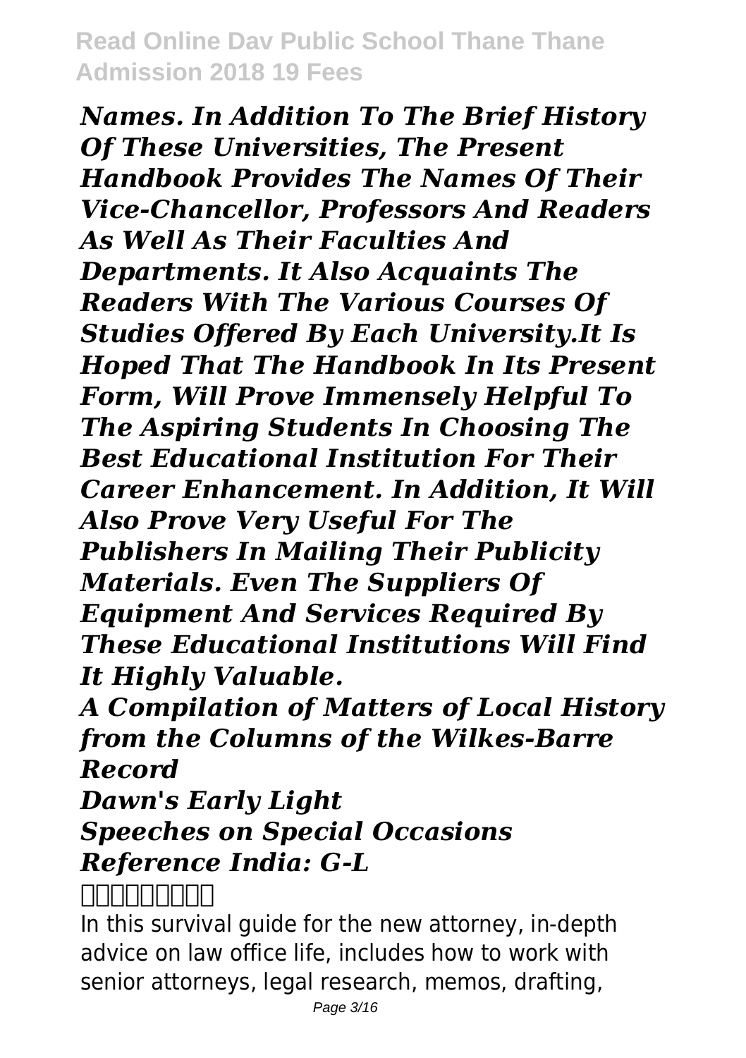*Names. In Addition To The Brief History Of These Universities, The Present Handbook Provides The Names Of Their Vice-Chancellor, Professors And Readers As Well As Their Faculties And Departments. It Also Acquaints The Readers With The Various Courses Of Studies Offered By Each University.It Is Hoped That The Handbook In Its Present Form, Will Prove Immensely Helpful To The Aspiring Students In Choosing The Best Educational Institution For Their Career Enhancement. In Addition, It Will Also Prove Very Useful For The Publishers In Mailing Their Publicity Materials. Even The Suppliers Of Equipment And Services Required By These Educational Institutions Will Find It Highly Valuable.*

***A Compilation of Matters of Local History from the Columns of the Wilkes-Barre Record***

***Dawn's Early Light***

***Speeches on Special Occasions***

***Reference India: G-L***

In this survival guide for the new attorney, in-depth advice on law office life, includes how to work with senior attorneys, legal research, memos, drafting,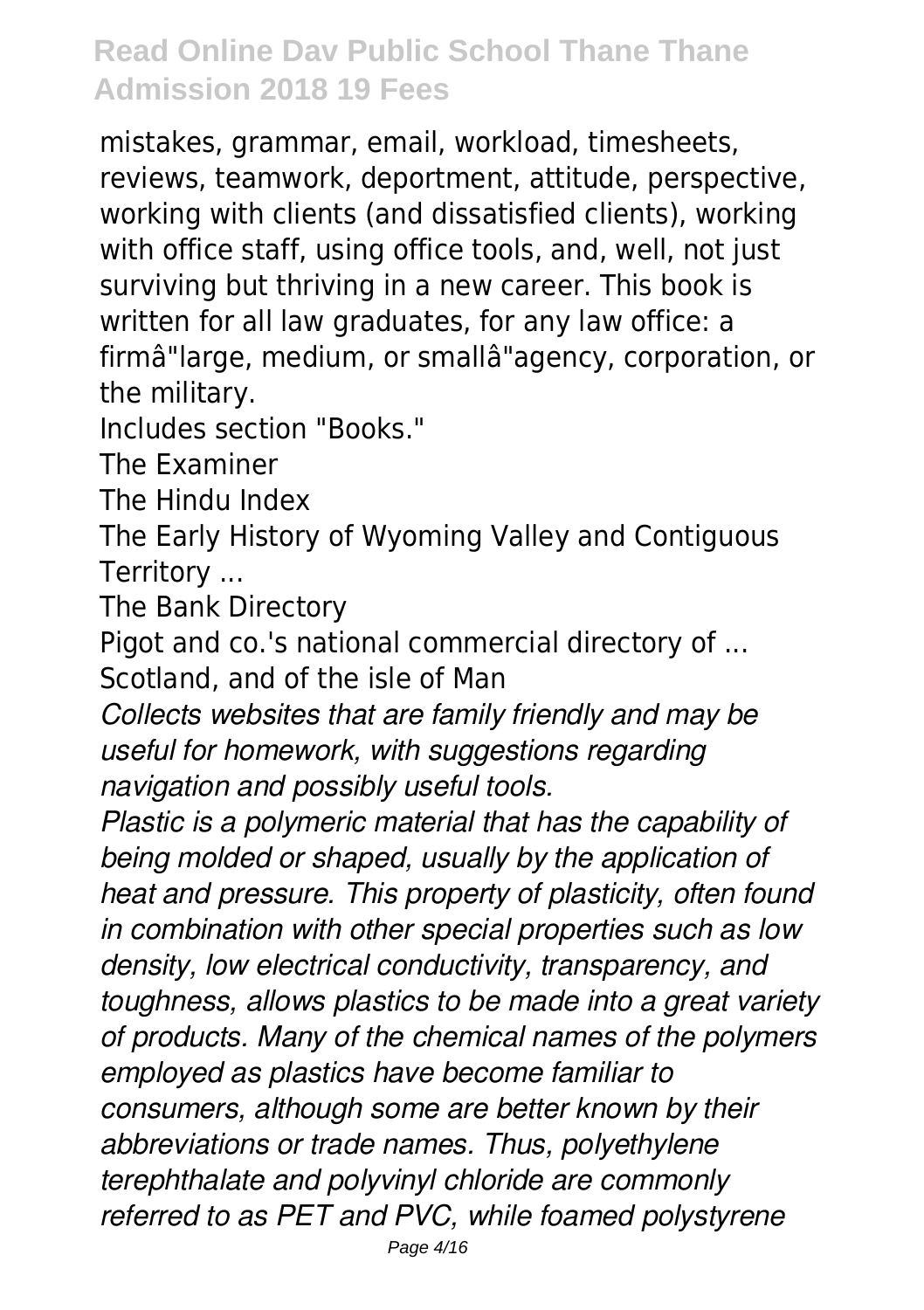mistakes, grammar, email, workload, timesheets, reviews, teamwork, deportment, attitude, perspective, working with clients (and dissatisfied clients), working with office staff, using office tools, and, well, not just surviving but thriving in a new career. This book is written for all law graduates, for any law office: a firmâ"large, medium, or smallâ"agency, corporation, or the military.

Includes section "Books."

The Examiner

The Hindu Index

The Early History of Wyoming Valley and Contiguous Territory ...

The Bank Directory

Pigot and co.'s national commercial directory of ... Scotland, and of the isle of Man

*Collects websites that are family friendly and may be useful for homework, with suggestions regarding navigation and possibly useful tools.*

*Plastic is a polymeric material that has the capability of being molded or shaped, usually by the application of heat and pressure. This property of plasticity, often found in combination with other special properties such as low density, low electrical conductivity, transparency, and toughness, allows plastics to be made into a great variety of products. Many of the chemical names of the polymers employed as plastics have become familiar to consumers, although some are better known by their abbreviations or trade names. Thus, polyethylene terephthalate and polyvinyl chloride are commonly referred to as PET and PVC, while foamed polystyrene*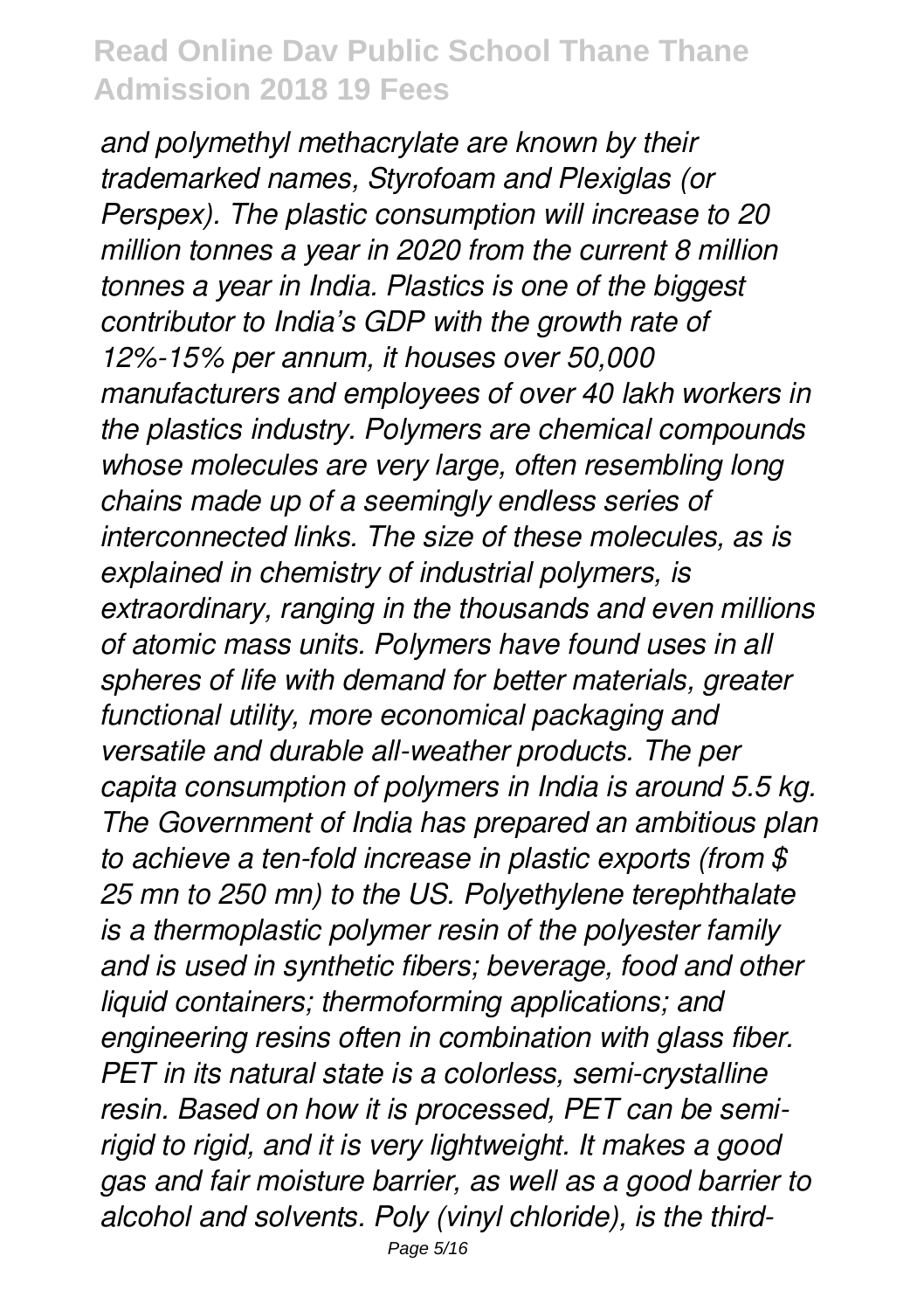*and polymethyl methacrylate are known by their trademarked names, Styrofoam and Plexiglas (or Perspex). The plastic consumption will increase to 20 million tonnes a year in 2020 from the current 8 million tonnes a year in India. Plastics is one of the biggest contributor to India's GDP with the growth rate of 12%-15% per annum, it houses over 50,000 manufacturers and employees of over 40 lakh workers in the plastics industry. Polymers are chemical compounds whose molecules are very large, often resembling long chains made up of a seemingly endless series of interconnected links. The size of these molecules, as is explained in chemistry of industrial polymers, is extraordinary, ranging in the thousands and even millions of atomic mass units. Polymers have found uses in all spheres of life with demand for better materials, greater functional utility, more economical packaging and versatile and durable all-weather products. The per capita consumption of polymers in India is around 5.5 kg. The Government of India has prepared an ambitious plan to achieve a ten-fold increase in plastic exports (from $ 25 mn to 250 mn) to the US. Polyethylene terephthalate is a thermoplastic polymer resin of the polyester family and is used in synthetic fibers; beverage, food and other liquid containers; thermoforming applications; and engineering resins often in combination with glass fiber. PET in its natural state is a colorless, semi-crystalline resin. Based on how it is processed, PET can be semi-rigid to rigid, and it is very lightweight. It makes a good gas and fair moisture barrier, as well as a good barrier to alcohol and solvents. Poly (vinyl chloride), is the third-*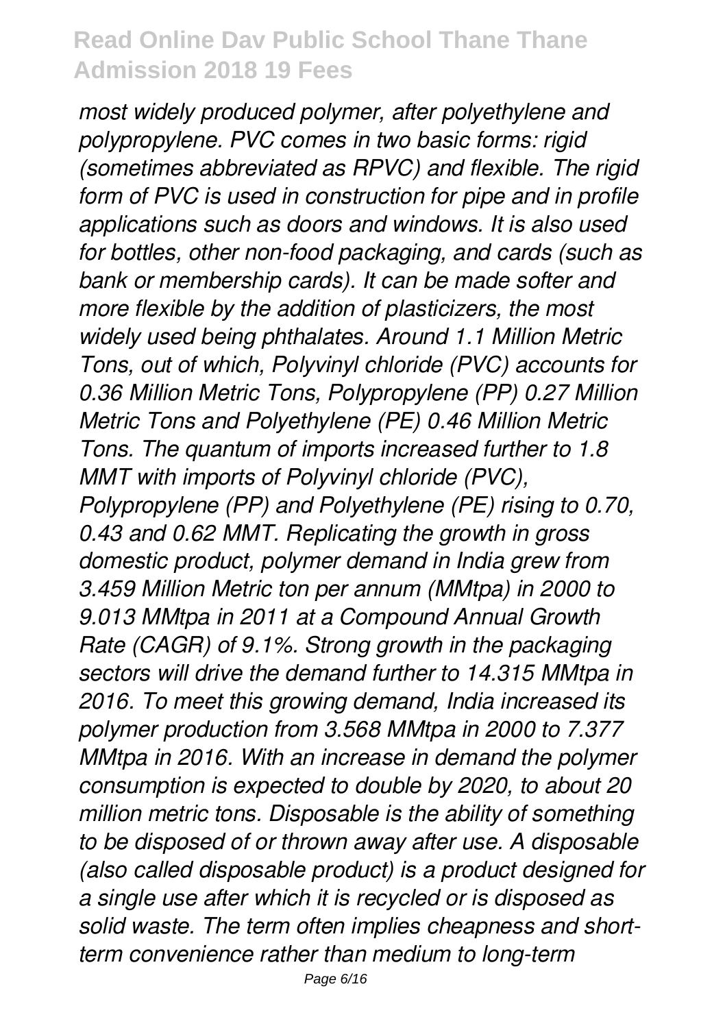*most widely produced polymer, after polyethylene and polypropylene. PVC comes in two basic forms: rigid (sometimes abbreviated as RPVC) and flexible. The rigid form of PVC is used in construction for pipe and in profile applications such as doors and windows. It is also used for bottles, other non-food packaging, and cards (such as bank or membership cards). It can be made softer and more flexible by the addition of plasticizers, the most widely used being phthalates. Around 1.1 Million Metric Tons, out of which, Polyvinyl chloride (PVC) accounts for 0.36 Million Metric Tons, Polypropylene (PP) 0.27 Million Metric Tons and Polyethylene (PE) 0.46 Million Metric Tons. The quantum of imports increased further to 1.8 MMT with imports of Polyvinyl chloride (PVC), Polypropylene (PP) and Polyethylene (PE) rising to 0.70, 0.43 and 0.62 MMT. Replicating the growth in gross domestic product, polymer demand in India grew from 3.459 Million Metric ton per annum (MMtpa) in 2000 to 9.013 MMtpa in 2011 at a Compound Annual Growth Rate (CAGR) of 9.1%. Strong growth in the packaging sectors will drive the demand further to 14.315 MMtpa in 2016. To meet this growing demand, India increased its polymer production from 3.568 MMtpa in 2000 to 7.377 MMtpa in 2016. With an increase in demand the polymer consumption is expected to double by 2020, to about 20 million metric tons. Disposable is the ability of something to be disposed of or thrown away after use. A disposable (also called disposable product) is a product designed for a single use after which it is recycled or is disposed as solid waste. The term often implies cheapness and short-term convenience rather than medium to long-term*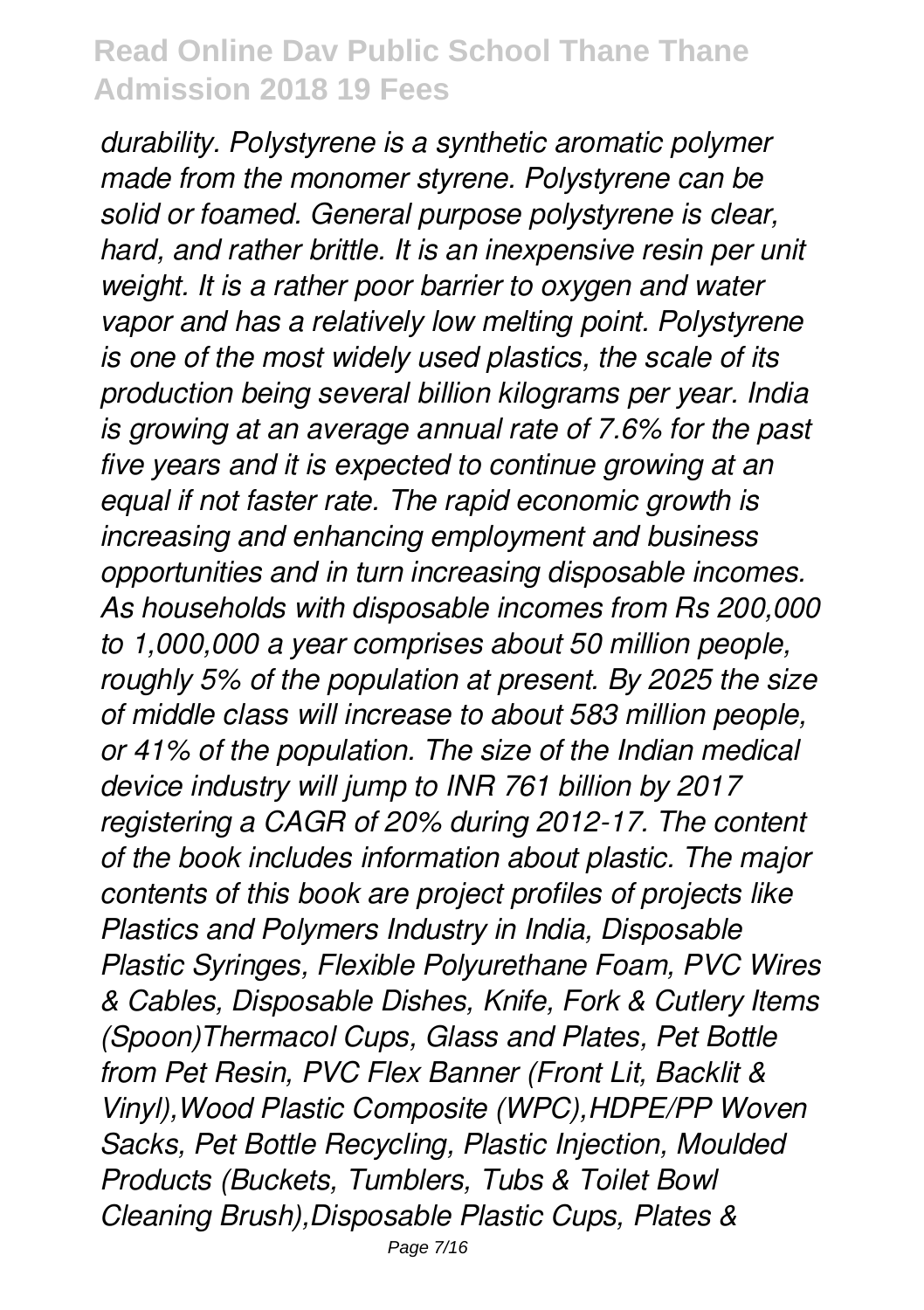*durability. Polystyrene is a synthetic aromatic polymer made from the monomer styrene. Polystyrene can be solid or foamed. General purpose polystyrene is clear, hard, and rather brittle. It is an inexpensive resin per unit weight. It is a rather poor barrier to oxygen and water vapor and has a relatively low melting point. Polystyrene is one of the most widely used plastics, the scale of its production being several billion kilograms per year. India is growing at an average annual rate of 7.6% for the past five years and it is expected to continue growing at an equal if not faster rate. The rapid economic growth is increasing and enhancing employment and business opportunities and in turn increasing disposable incomes. As households with disposable incomes from Rs 200,000 to 1,000,000 a year comprises about 50 million people, roughly 5% of the population at present. By 2025 the size of middle class will increase to about 583 million people, or 41% of the population. The size of the Indian medical device industry will jump to INR 761 billion by 2017 registering a CAGR of 20% during 2012-17. The content of the book includes information about plastic. The major contents of this book are project profiles of projects like Plastics and Polymers Industry in India, Disposable Plastic Syringes, Flexible Polyurethane Foam, PVC Wires & Cables, Disposable Dishes, Knife, Fork & Cutlery Items (Spoon)Thermacol Cups, Glass and Plates, Pet Bottle from Pet Resin, PVC Flex Banner (Front Lit, Backlit & Vinyl),Wood Plastic Composite (WPC),HDPE/PP Woven Sacks, Pet Bottle Recycling, Plastic Injection, Moulded Products (Buckets, Tumblers, Tubs & Toilet Bowl Cleaning Brush),Disposable Plastic Cups, Plates &*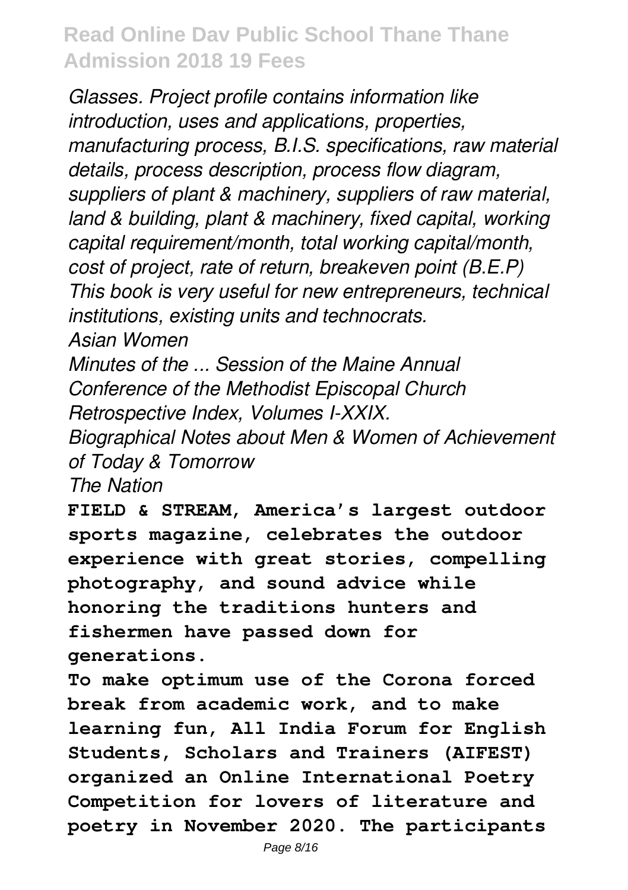*Glasses. Project profile contains information like introduction, uses and applications, properties, manufacturing process, B.I.S. specifications, raw material details, process description, process flow diagram, suppliers of plant & machinery, suppliers of raw material, land & building, plant & machinery, fixed capital, working capital requirement/month, total working capital/month, cost of project, rate of return, breakeven point (B.E.P) This book is very useful for new entrepreneurs, technical institutions, existing units and technocrats.*

*Asian Women*

*Minutes of the ... Session of the Maine Annual Conference of the Methodist Episcopal Church*

*Retrospective Index, Volumes I-XXIX.*

*Biographical Notes about Men & Women of Achievement of Today & Tomorrow*

*The Nation*

**FIELD & STREAM, America's largest outdoor sports magazine, celebrates the outdoor experience with great stories, compelling photography, and sound advice while honoring the traditions hunters and fishermen have passed down for generations.**

**To make optimum use of the Corona forced break from academic work, and to make learning fun, All India Forum for English Students, Scholars and Trainers (AIFEST) organized an Online International Poetry Competition for lovers of literature and poetry in November 2020. The participants**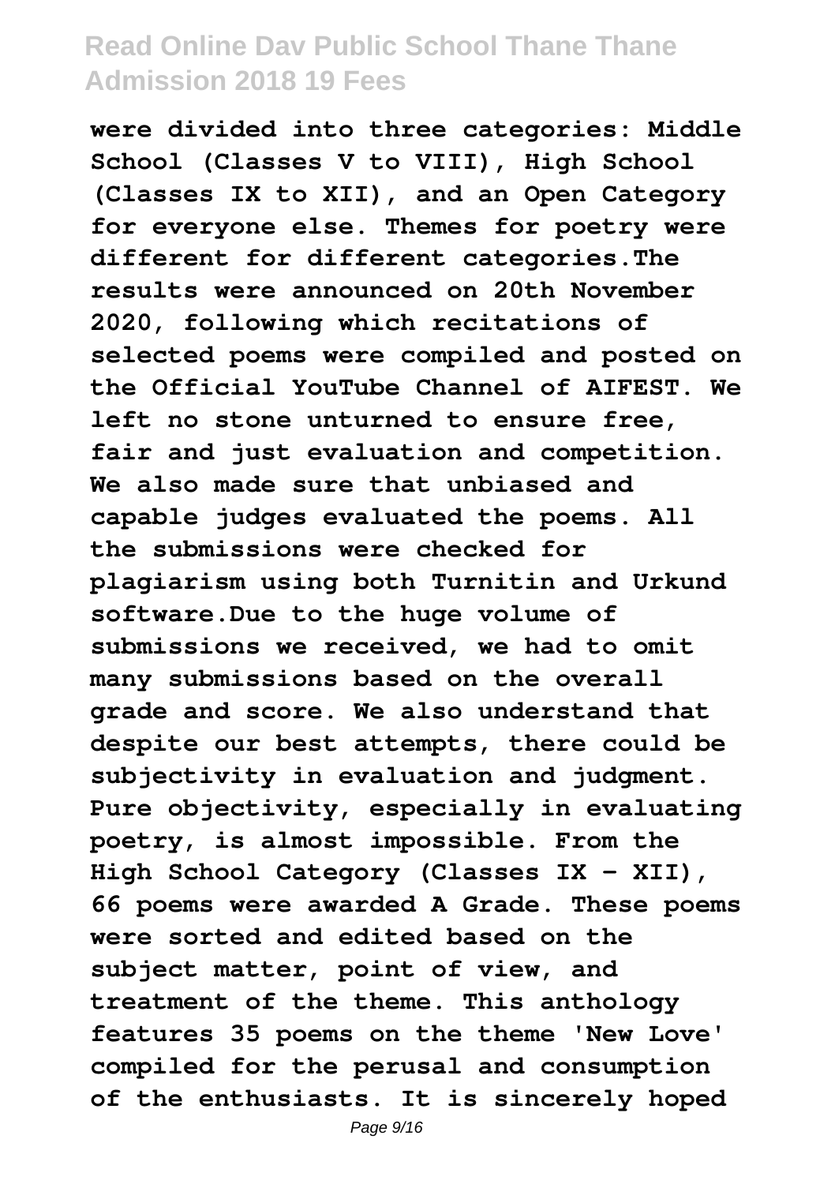were divided into three categories: Middle School (Classes V to VIII), High School (Classes IX to XII), and an Open Category for everyone else. Themes for poetry were different for different categories.The results were announced on 20th November 2020, following which recitations of selected poems were compiled and posted on the Official YouTube Channel of AIFEST. We left no stone unturned to ensure free, fair and just evaluation and competition. We also made sure that unbiased and capable judges evaluated the poems. All the submissions were checked for plagiarism using both Turnitin and Urkund software.Due to the huge volume of submissions we received, we had to omit many submissions based on the overall grade and score. We also understand that despite our best attempts, there could be subjectivity in evaluation and judgment. Pure objectivity, especially in evaluating poetry, is almost impossible. From the High School Category (Classes IX - XII), 66 poems were awarded A Grade. These poems were sorted and edited based on the subject matter, point of view, and treatment of the theme. This anthology features 35 poems on the theme 'New Love' compiled for the perusal and consumption of the enthusiasts. It is sincerely hoped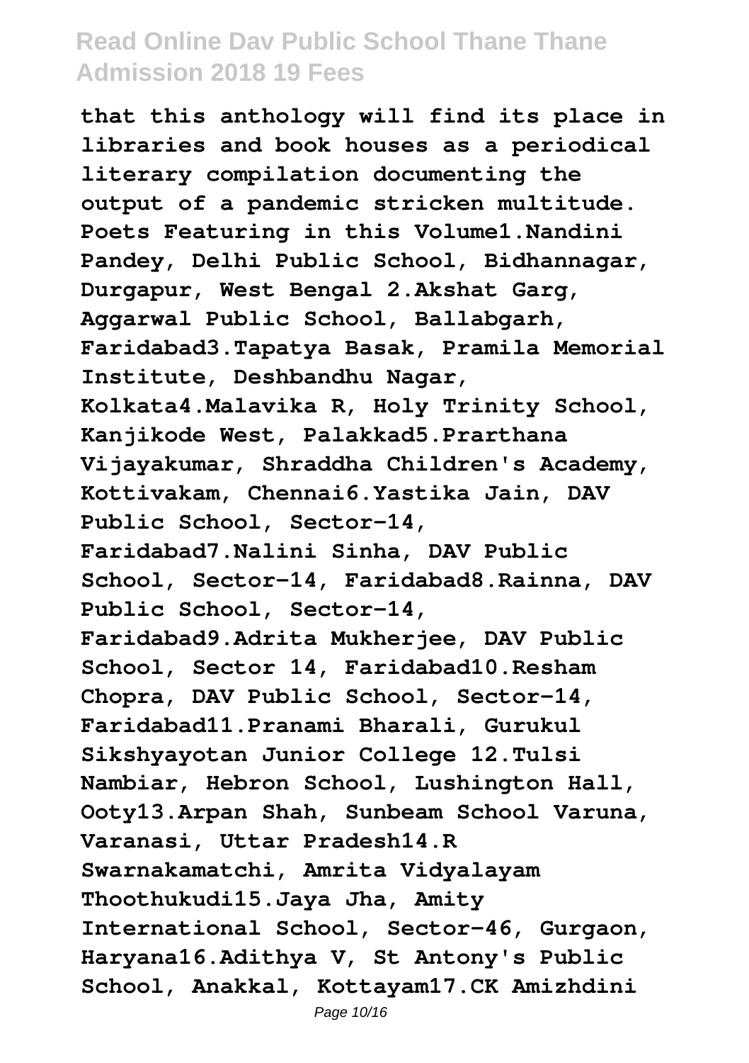that this anthology will find its place in libraries and book houses as a periodical literary compilation documenting the output of a pandemic stricken multitude. Poets Featuring in this Volume1.Nandini Pandey, Delhi Public School, Bidhannagar, Durgapur, West Bengal 2.Akshat Garg, Aggarwal Public School, Ballabgarh, Faridabad3.Tapatya Basak, Pramila Memorial Institute, Deshbandhu Nagar, Kolkata4.Malavika R, Holy Trinity School, Kanjikode West, Palakkad5.Prarthana Vijayakumar, Shraddha Children's Academy, Kottivakam, Chennai6.Yastika Jain, DAV Public School, Sector-14, Faridabad7.Nalini Sinha, DAV Public School, Sector-14, Faridabad8.Rainna, DAV Public School, Sector-14, Faridabad9.Adrita Mukherjee, DAV Public School, Sector 14, Faridabad10.Resham Chopra, DAV Public School, Sector-14, Faridabad11.Pranami Bharali, Gurukul Sikshyayotan Junior College 12.Tulsi Nambiar, Hebron School, Lushington Hall, Ooty13.Arpan Shah, Sunbeam School Varuna, Varanasi, Uttar Pradesh14.R Swarnakamatchi, Amrita Vidyalayam Thoothukudi15.Jaya Jha, Amity International School, Sector-46, Gurgaon, Haryana16.Adithya V, St Antony's Public School, Anakkal, Kottayam17.CK Amizhdini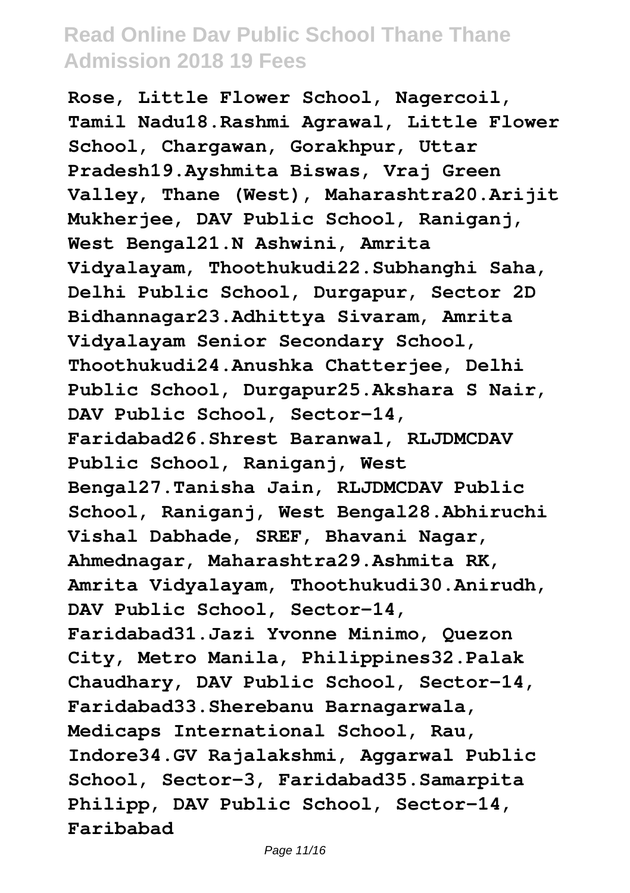**Rose, Little Flower School, Nagercoil, Tamil Nadu18.Rashmi Agrawal, Little Flower School, Chargawan, Gorakhpur, Uttar Pradesh19.Ayshmita Biswas, Vraj Green Valley, Thane (West), Maharashtra20.Arijit Mukherjee, DAV Public School, Raniganj, West Bengal21.N Ashwini, Amrita Vidyalayam, Thoothukudi22.Subhanghi Saha, Delhi Public School, Durgapur, Sector 2D Bidhannagar23.Adhittya Sivaram, Amrita Vidyalayam Senior Secondary School, Thoothukudi24.Anushka Chatterjee, Delhi Public School, Durgapur25.Akshara S Nair, DAV Public School, Sector-14, Faridabad26.Shrest Baranwal, RLJDMCDAV Public School, Raniganj, West Bengal27.Tanisha Jain, RLJDMCDAV Public School, Raniganj, West Bengal28.Abhiruchi Vishal Dabhade, SREF, Bhavani Nagar, Ahmednagar, Maharashtra29.Ashmita RK, Amrita Vidyalayam, Thoothukudi30.Anirudh, DAV Public School, Sector-14, Faridabad31.Jazi Yvonne Minimo, Quezon City, Metro Manila, Philippines32.Palak Chaudhary, DAV Public School, Sector-14, Faridabad33.Sherebanu Barnagarwala, Medicaps International School, Rau, Indore34.GV Rajalakshmi, Aggarwal Public School, Sector-3, Faridabad35.Samarpita Philipp, DAV Public School, Sector-14, Faribabad**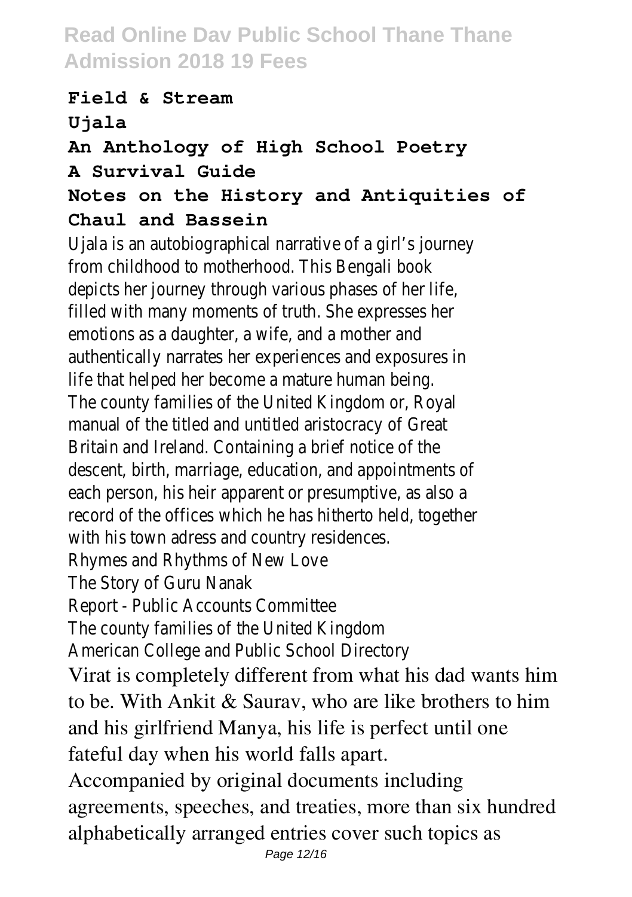**Field & Stream**

**Ujala**

**An Anthology of High School Poetry**

**A Survival Guide**

**Notes on the History and Antiquities of Chaul and Bassein**

Ujala is an autobiographical narrative of a girl's journey from childhood to motherhood. This Bengali book depicts her journey through various phases of her life, filled with many moments of truth. She expresses her emotions as a daughter, a wife, and a mother and authentically narrates her experiences and exposures in life that helped her become a mature human being.

The county families of the United Kingdom or, Royal manual of the titled and untitled aristocracy of Great Britain and Ireland. Containing a brief notice of the descent, birth, marriage, education, and appointments of each person, his heir apparent or presumptive, as also a record of the offices which he has hitherto held, together with his town adress and country residences.

Rhymes and Rhythms of New Love

The Story of Guru Nanak

Report - Public Accounts Committee

The county families of the United Kingdom

American College and Public School Directory

Virat is completely different from what his dad wants him to be. With Ankit & Saurav, who are like brothers to him and his girlfriend Manya, his life is perfect until one fateful day when his world falls apart.

Accompanied by original documents including agreements, speeches, and treaties, more than six hundred alphabetically arranged entries cover such topics as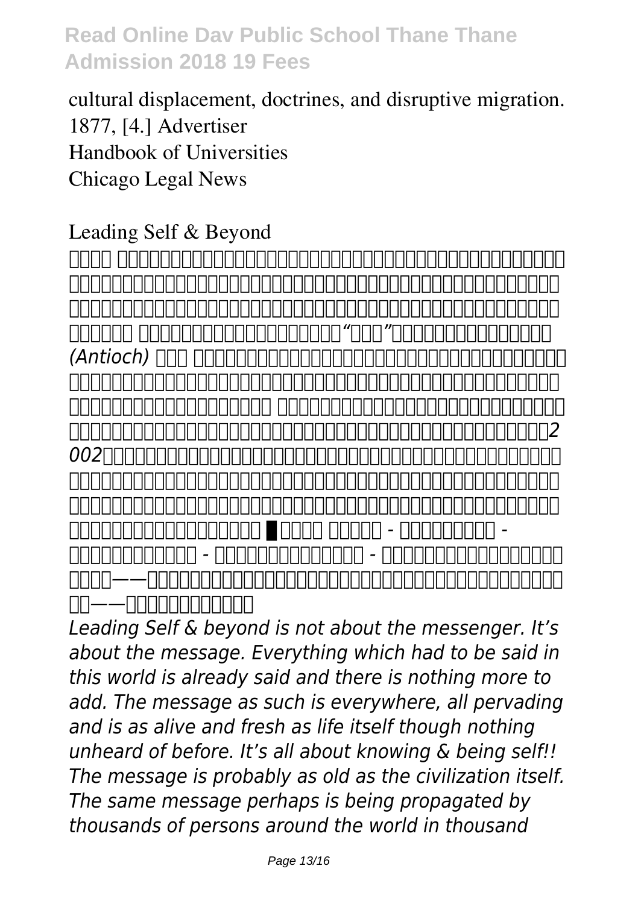cultural displacement, doctrines, and disruptive migration.

1877, [4.] Advertiser

Handbook of Universities

Chicago Legal News

## Leading Self & Beyond

*Leading Self & beyond is not about the messenger. It's about the message. Everything which had to be said in this world is already said and there is nothing more to add. The message as such is everywhere, all pervading and is as alive and fresh as life itself though nothing unheard of before. It's all about knowing & being self!! The message is probably as old as the civilization itself. The same message perhaps is being propagated by thousands of persons around the world in thousand*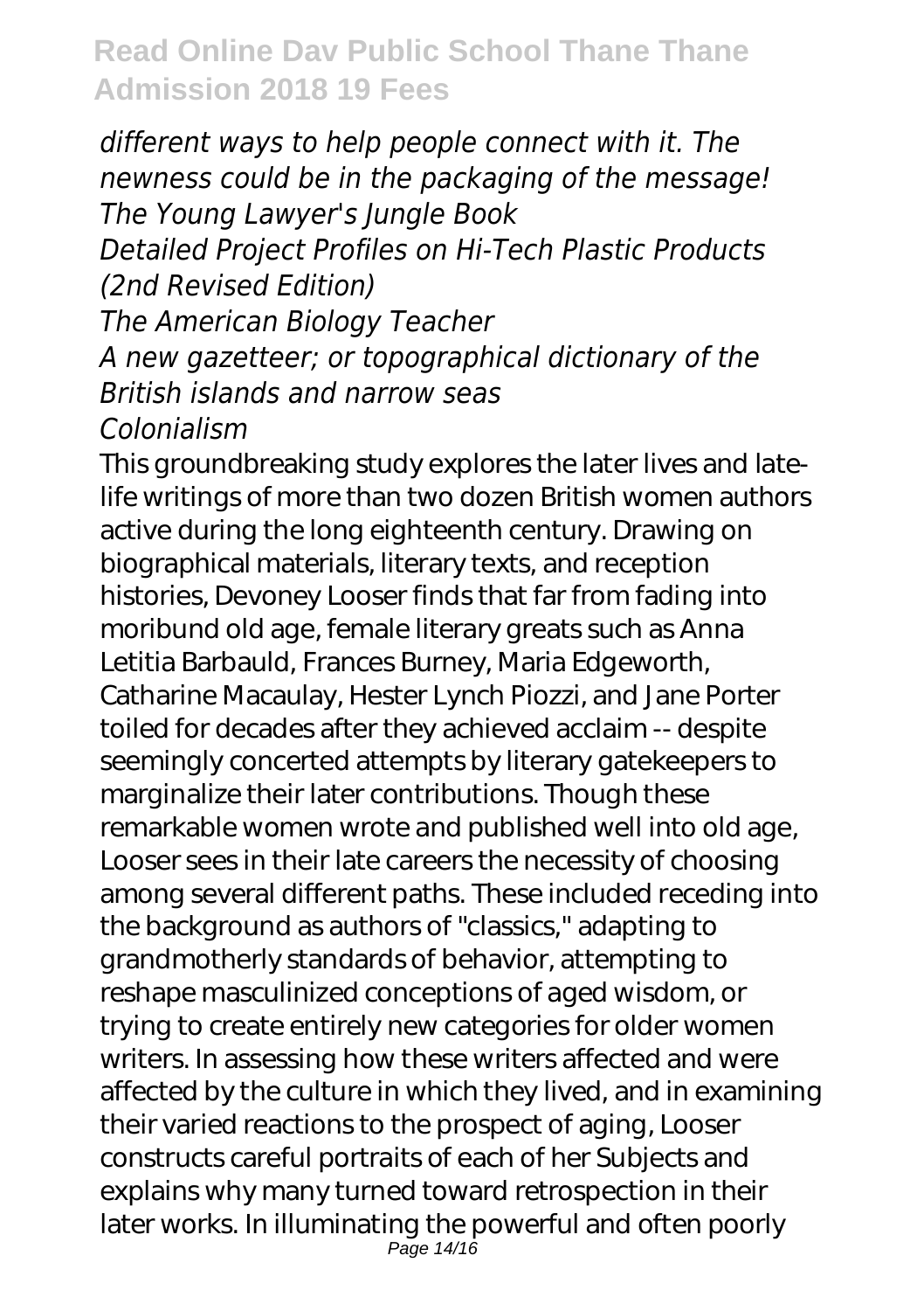*different ways to help people connect with it. The newness could be in the packaging of the message!*
*The Young Lawyer's Jungle Book*
*Detailed Project Profiles on Hi-Tech Plastic Products (2nd Revised Edition)*
*The American Biology Teacher*
*A new gazetteer; or topographical dictionary of the British islands and narrow seas*
*Colonialism*

This groundbreaking study explores the later lives and late-life writings of more than two dozen British women authors active during the long eighteenth century. Drawing on biographical materials, literary texts, and reception histories, Devoney Looser finds that far from fading into moribund old age, female literary greats such as Anna Letitia Barbauld, Frances Burney, Maria Edgeworth, Catharine Macaulay, Hester Lynch Piozzi, and Jane Porter toiled for decades after they achieved acclaim -- despite seemingly concerted attempts by literary gatekeepers to marginalize their later contributions. Though these remarkable women wrote and published well into old age, Looser sees in their late careers the necessity of choosing among several different paths. These included receding into the background as authors of "classics," adapting to grandmotherly standards of behavior, attempting to reshape masculinized conceptions of aged wisdom, or trying to create entirely new categories for older women writers. In assessing how these writers affected and were affected by the culture in which they lived, and in examining their varied reactions to the prospect of aging, Looser constructs careful portraits of each of her Subjects and explains why many turned toward retrospection in their later works. In illuminating the powerful and often poorly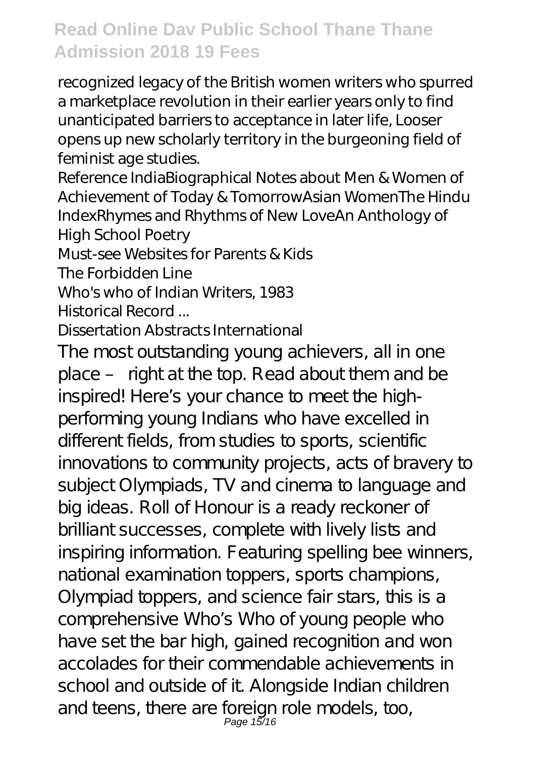recognized legacy of the British women writers who spurred a marketplace revolution in their earlier years only to find unanticipated barriers to acceptance in later life, Looser opens up new scholarly territory in the burgeoning field of feminist age studies.

Reference IndiaBiographical Notes about Men & Women of Achievement of Today & TomorrowAsian WomenThe Hindu IndexRhymes and Rhythms of New LoveAn Anthology of High School Poetry

Must-see Websites for Parents & Kids

The Forbidden Line

Who's who of Indian Writers, 1983

Historical Record ...

Dissertation Abstracts International

The most outstanding young achievers, all in one place – right at the top. Read about them and be inspired! Here's your chance to meet the high-performing young Indians who have excelled in different fields, from studies to sports, scientific innovations to community projects, acts of bravery to subject Olympiads, TV and cinema to language and big ideas. Roll of Honour is a ready reckoner of brilliant successes, complete with lively lists and inspiring information. Featuring spelling bee winners, national examination toppers, sports champions, Olympiad toppers, and science fair stars, this is a comprehensive Who's Who of young people who have set the bar high, gained recognition and won accolades for their commendable achievements in school and outside of it. Alongside Indian children and teens, there are foreign role models, too,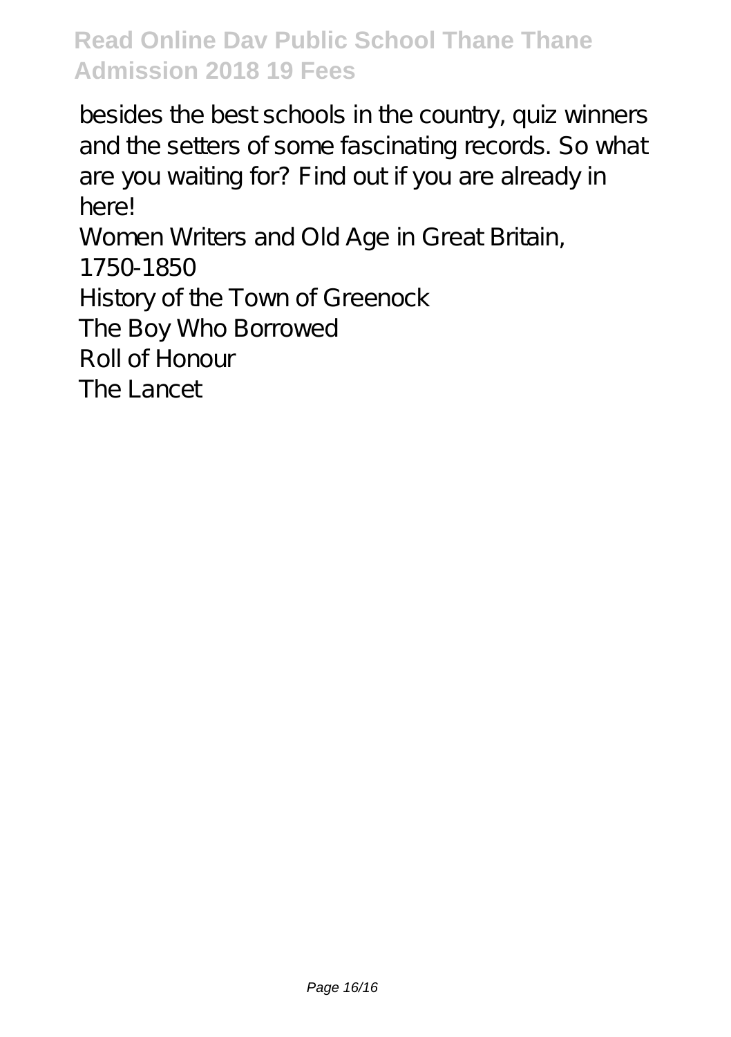besides the best schools in the country, quiz winners and the setters of some fascinating records. So what are you waiting for? Find out if you are already in here!

Women Writers and Old Age in Great Britain, 1750-1850

History of the Town of Greenock

The Boy Who Borrowed

Roll of Honour

The Lancet